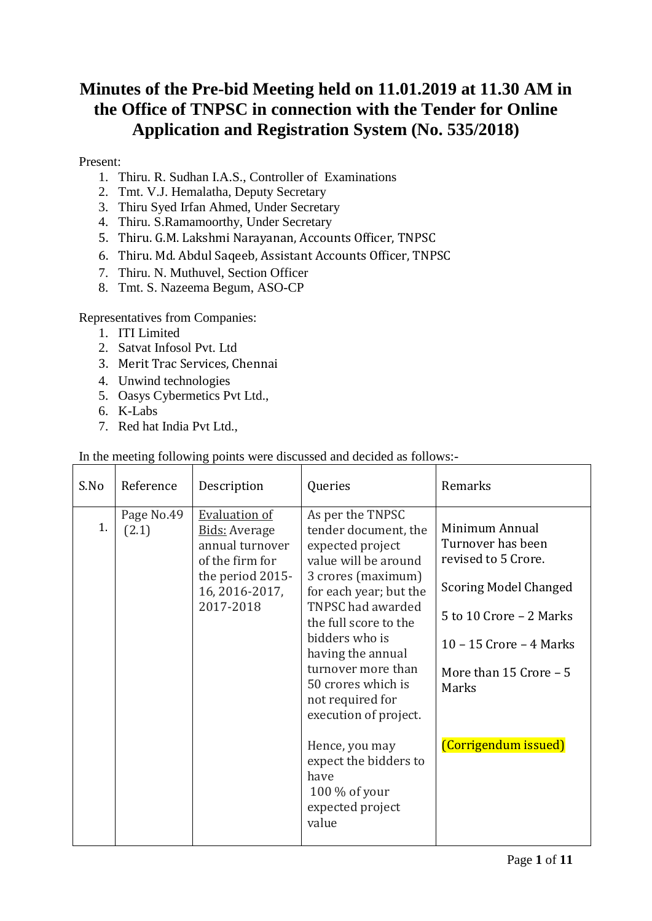# Minutes of the Pre-bid Meeting held on 11.01.2019 at 11.30 AM in the Office of TNPSC in connection with the Tender for Online Application and Registration System (No. 535/2018)

Present:

1. Thiru. R. Sudhan I.A.S., Controller of Examinations
2. Tmt. V.J. Hemalatha, Deputy Secretary
3. Thiru Syed Irfan Ahmed, Under Secretary
4. Thiru. S.Ramamoorthy, Under Secretary
5. Thiru. G.M. Lakshmi Narayanan, Accounts Officer, TNPSC
6. Thiru. Md. Abdul Saqeeb, Assistant Accounts Officer, TNPSC
7. Thiru. N. Muthuvel, Section Officer
8. Tmt. S. Nazeema Begum, ASO-CP

Representatives from Companies:

1. ITI Limited
2. Satvat Infosol Pvt. Ltd
3. Merit Trac Services, Chennai
4. Unwind technologies
5. Oasys Cybermetics Pvt Ltd.,
6. K-Labs
7. Red hat India Pvt Ltd.,

In the meeting following points were discussed and decided as follows:-

| S.No | Reference | Description | Queries | Remarks |
|---|---|---|---|---|
| 1. | Page No.49 (2.1) | <u>Evaluation of Bids:</u> Average annual turnover of the firm for the period 2015-16, 2016-2017, 2017-2018 | As per the TNPSC tender document, the expected project value will be around 3 crores (maximum) for each year; but the TNPSC had awarded the full score to the bidders who is having the annual turnover more than 50 crores which is not required for execution of project.<br><br>Hence, you may expect the bidders to have 100 % of your expected project value | Minimum Annual Turnover has been revised to 5 Crore.<br><br>Scoring Model Changed<br><br>5 to 10 Crore – 2 Marks<br><br>10 – 15 Crore – 4 Marks<br><br>More than 15 Crore – 5 Marks<br><br>(Corrigendum issued) |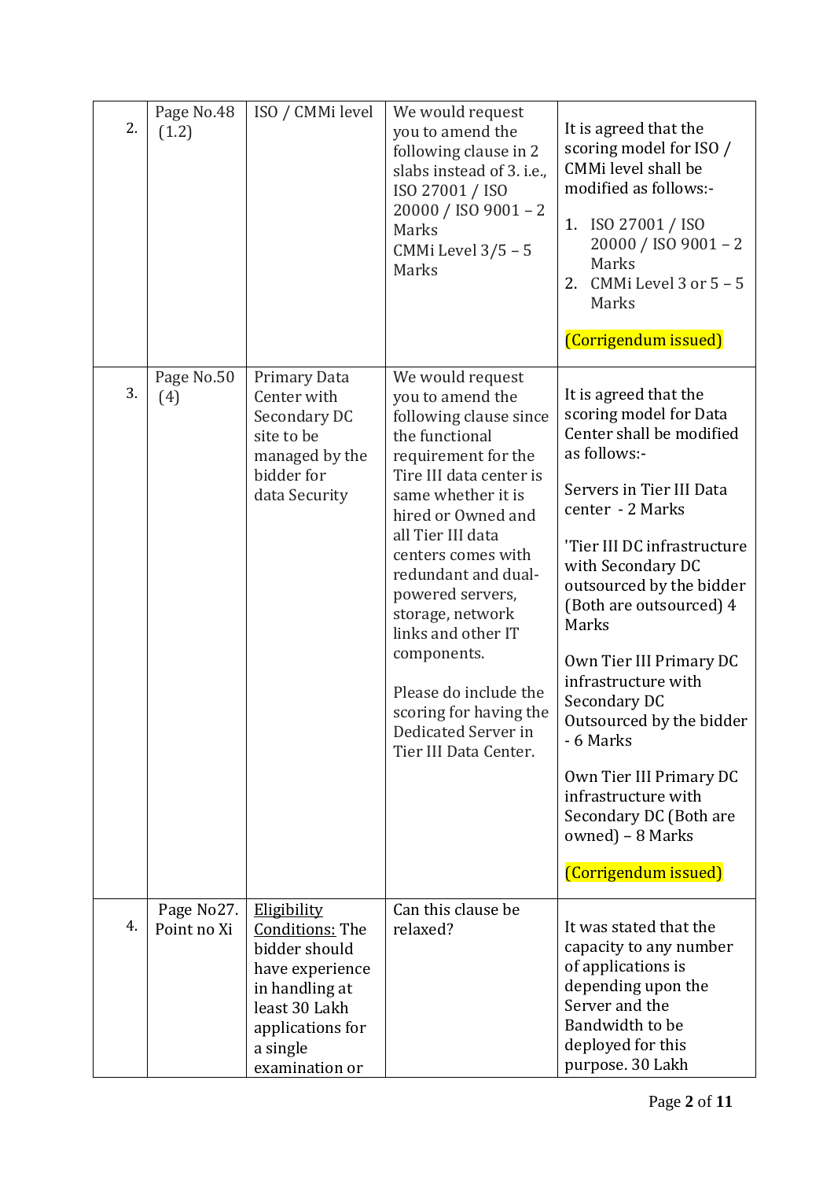| 2. | Page No.48 (1.2) | ISO / CMMi level | We would request you to amend the following clause in 2 slabs instead of 3. i.e., ISO 27001 / ISO 20000 / ISO 9001 – 2 Marks<br>CMMi Level 3/5 – 5 Marks | It is agreed that the scoring model for ISO / CMMi level shall be modified as follows:-<br>1. ISO 27001 / ISO 20000 / ISO 9001 – 2 Marks<br>2. CMMi Level 3 or 5 – 5 Marks<br><br>(Corrigendum issued) |
|---|---|---|---|---|
| 3. | Page No.50 (4) | Primary Data Center with Secondary DC site to be managed by the bidder for data Security | We would request you to amend the following clause since the functional requirement for the Tire III data center is same whether it is hired or Owned and all Tier III data centers comes with redundant and dual-powered servers, storage, network links and other IT components.<br><br>Please do include the scoring for having the Dedicated Server in Tier III Data Center. | It is agreed that the scoring model for Data Center shall be modified as follows:-<br><br>Servers in Tier III Data center - 2 Marks<br><br>'Tier III DC infrastructure with Secondary DC outsourced by the bidder (Both are outsourced) 4 Marks<br><br>Own Tier III Primary DC infrastructure with Secondary DC Outsourced by the bidder - 6 Marks<br><br>Own Tier III Primary DC infrastructure with Secondary DC (Both are owned) – 8 Marks<br><br>(Corrigendum issued) |
| 4. | Page No27. Point no Xi | <u>Eligibility Conditions:</u> The bidder should have experience in handling at least 30 Lakh applications for a single examination or | Can this clause be relaxed? | It was stated that the capacity to any number of applications is depending upon the Server and the Bandwidth to be deployed for this purpose. 30 Lakh |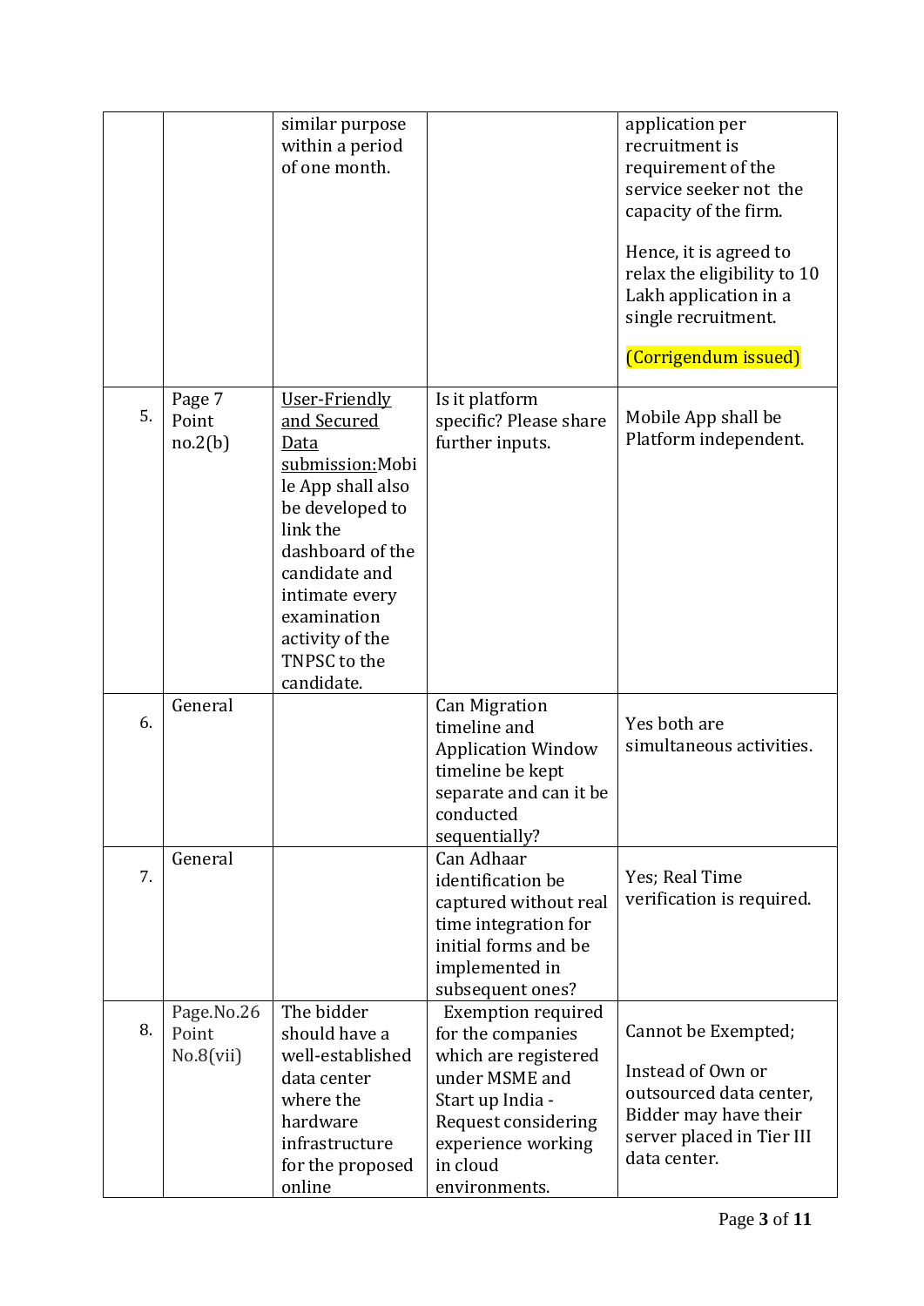| | | | | |
|---|---|---|---|---|
| | | similar purpose within a period of one month. | | application per recruitment is requirement of the service seeker not the capacity of the firm.<br><br>Hence, it is agreed to relax the eligibility to 10 Lakh application in a single recruitment.<br><br>(Corrigendum issued) |
| 5. | Page 7 Point no.2(b) | <u>User-Friendly and Secured Data submission:</u>Mobile App shall also be developed to link the dashboard of the candidate and intimate every examination activity of the TNPSC to the candidate. | Is it platform specific? Please share further inputs. | Mobile App shall be Platform independent. |
| 6. | General | | Can Migration timeline and Application Window timeline be kept separate and can it be conducted sequentially? | Yes both are simultaneous activities. |
| 7. | General | | Can Adhaar identification be captured without real time integration for initial forms and be implemented in subsequent ones? | Yes; Real Time verification is required. |
| 8. | Page.No.26 Point No.8(vii) | The bidder should have a well-established data center where the hardware infrastructure for the proposed online | Exemption required for the companies which are registered under MSME and Start up India - Request considering experience working in cloud environments. | Cannot be Exempted;<br><br>Instead of Own or outsourced data center, Bidder may have their server placed in Tier III data center. |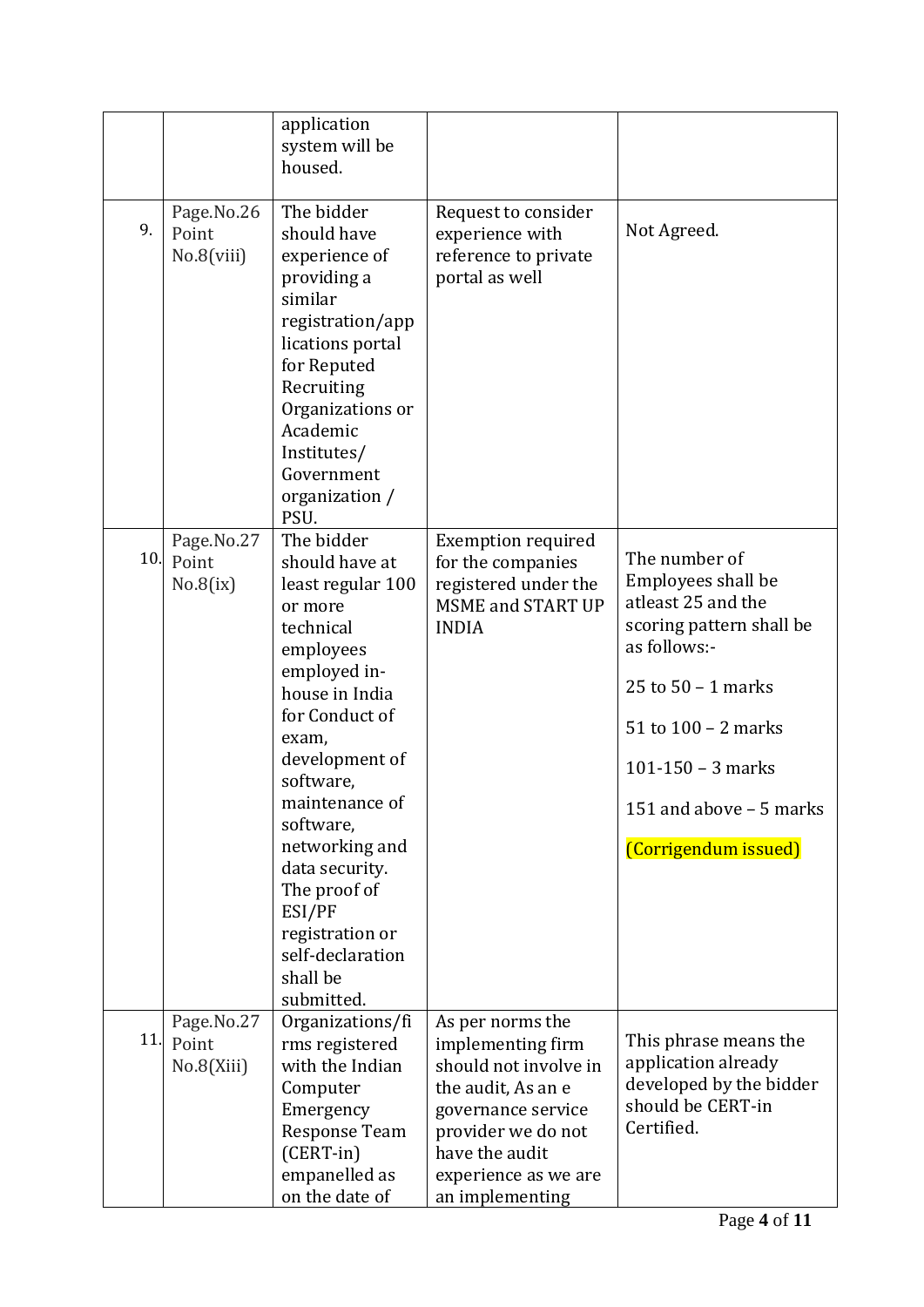| | | application system will be housed. | | |
|---|---|---|---|---|
| 9. | Page.No.26 Point No.8(viii) | The bidder should have experience of providing a similar registration/applications portal for Reputed Recruiting Organizations or Academic Institutes/ Government organization / PSU. | Request to consider experience with reference to private portal as well | Not Agreed. |
| 10. | Page.No.27 Point No.8(ix) | The bidder should have at least regular 100 or more technical employees employed in-house in India for Conduct of exam, development of software, maintenance of software, networking and data security. The proof of ESI/PF registration or self-declaration shall be submitted. | Exemption required for the companies registered under the MSME and START UP INDIA | The number of Employees shall be atleast 25 and the scoring pattern shall be as follows:-<br><br>25 to 50 – 1 marks<br><br>51 to 100 – 2 marks<br><br>101-150 – 3 marks<br><br>151 and above – 5 marks<br><br>(Corrigendum issued) |
| 11. | Page.No.27 Point No.8(Xiii) | Organizations/firms registered with the Indian Computer Emergency Response Team (CERT-in) empanelled as on the date of | As per norms the implementing firm should not involve in the audit, As an e governance service provider we do not have the audit experience as we are an implementing | This phrase means the application already developed by the bidder should be CERT-in Certified. |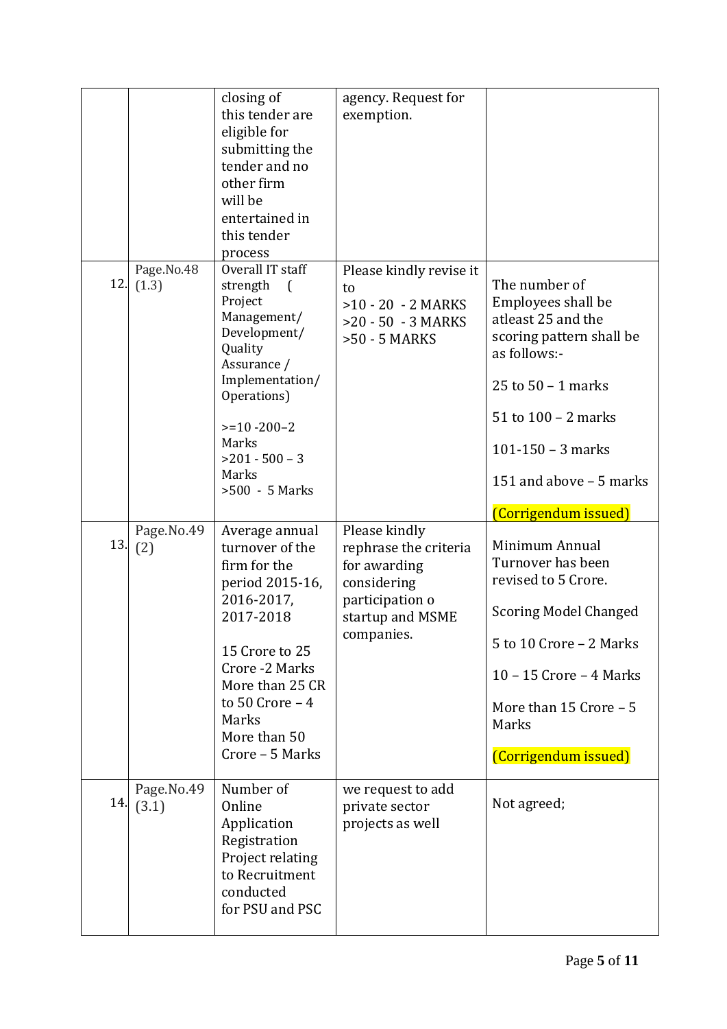| | | | | |
|---|---|---|---|---|
| | | closing of this tender are eligible for submitting the tender and no other firm will be entertained in this tender process | agency. Request for exemption. | |
| 12. | Page.No.48 (1.3) | Overall IT staff strength ( Project Management/ Development/ Quality Assurance / Implementation/ Operations)<br><br>>=10 -200–2 Marks<br>>201 - 500 – 3 Marks<br>>500 - 5 Marks | Please kindly revise it to<br>>10 - 20 - 2 MARKS<br>>20 - 50 - 3 MARKS<br>>50 - 5 MARKS | The number of Employees shall be atleast 25 and the scoring pattern shall be as follows:-<br><br>25 to 50 – 1 marks<br><br>51 to 100 – 2 marks<br><br>101-150 – 3 marks<br><br>151 and above – 5 marks<br><br>(Corrigendum issued) |
| 13. | Page.No.49 (2) | Average annual turnover of the firm for the period 2015-16, 2016-2017, 2017-2018<br><br>15 Crore to 25 Crore -2 Marks<br>More than 25 CR to 50 Crore – 4 Marks<br>More than 50 Crore – 5 Marks | Please kindly rephrase the criteria for awarding considering participation o startup and MSME companies. | Minimum Annual Turnover has been revised to 5 Crore.<br><br>Scoring Model Changed<br><br>5 to 10 Crore – 2 Marks<br><br>10 – 15 Crore – 4 Marks<br><br>More than 15 Crore – 5 Marks<br><br>(Corrigendum issued) |
| 14. | Page.No.49 (3.1) | Number of Online Application Registration Project relating to Recruitment conducted for PSU and PSC | we request to add private sector projects as well | Not agreed; |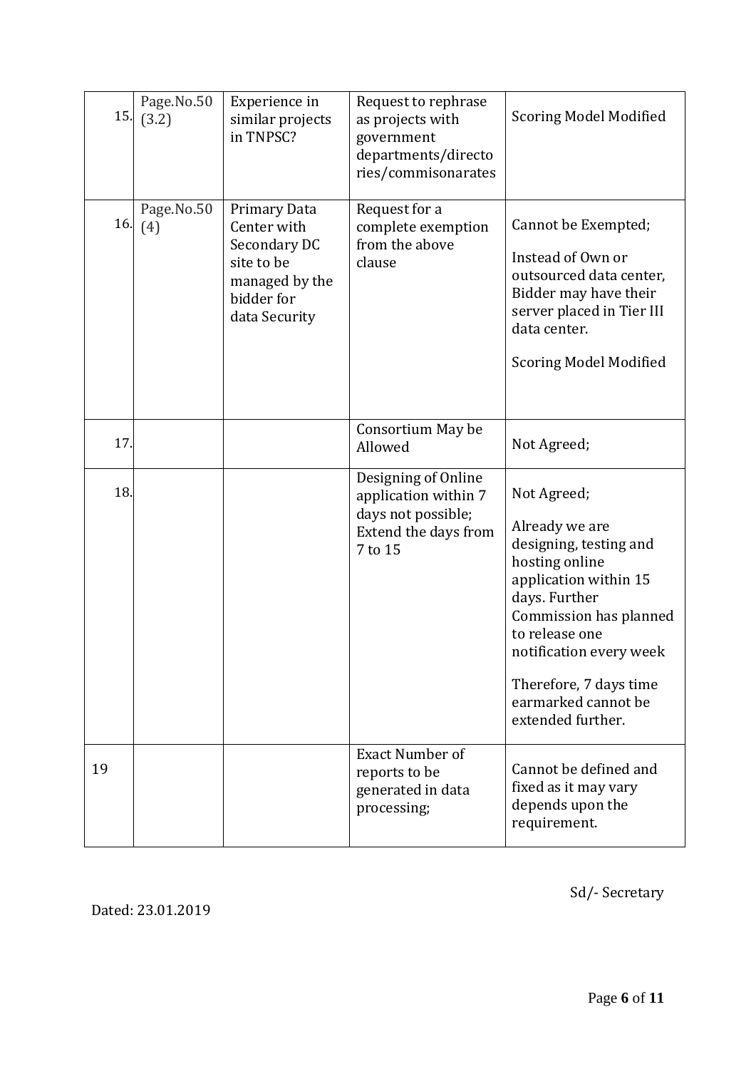| 15. | Page.No.50 (3.2) | Experience in similar projects in TNPSC? | Request to rephrase as projects with government departments/directories/commisonarates | Scoring Model Modified |
|---|---|---|---|---|
| 16. | Page.No.50 (4) | Primary Data Center with Secondary DC site to be managed by the bidder for data Security | Request for a complete exemption from the above clause | Cannot be Exempted;<br><br>Instead of Own or outsourced data center, Bidder may have their server placed in Tier III data center.<br><br>Scoring Model Modified |
| 17. | | | Consortium May be Allowed | Not Agreed; |
| 18. | | | Designing of Online application within 7 days not possible; Extend the days from 7 to 15 | Not Agreed;<br><br>Already we are designing, testing and hosting online application within 15 days. Further Commission has planned to release one notification every week<br><br>Therefore, 7 days time earmarked cannot be extended further. |
| 19 | | | Exact Number of reports to be generated in data processing; | Cannot be defined and fixed as it may vary depends upon the requirement. |

Sd/- Secretary

Dated: 23.01.2019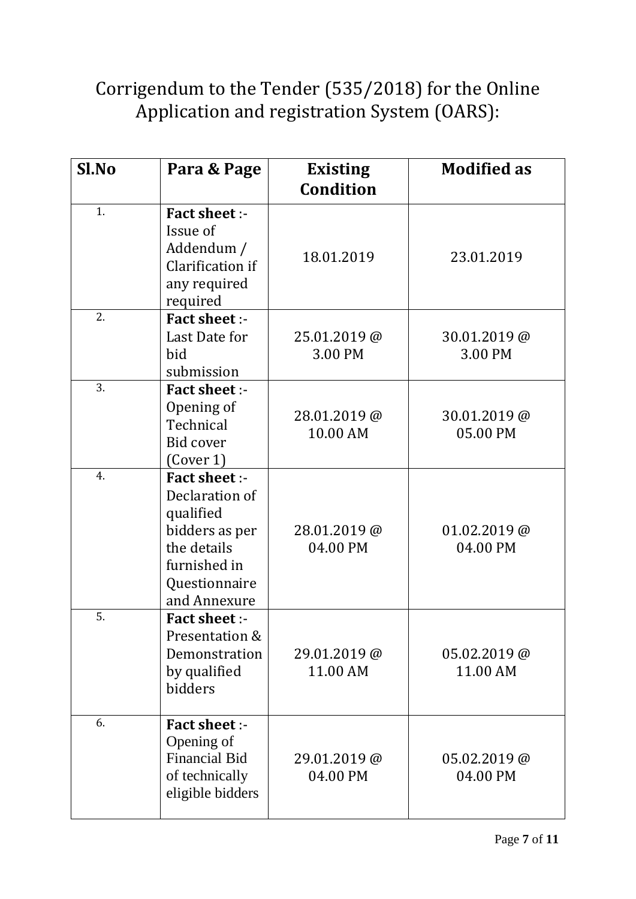# Corrigendum to the Tender (535/2018) for the Online Application and registration System (OARS):

| Sl.No | Para & Page | Existing Condition | Modified as |
|---|---|---|---|
| 1. | **Fact sheet** :- Issue of Addendum / Clarification if any required required | 18.01.2019 | 23.01.2019 |
| 2. | **Fact sheet** :- Last Date for bid submission | 25.01.2019 @ 3.00 PM | 30.01.2019 @ 3.00 PM |
| 3. | **Fact sheet** :- Opening of Technical Bid cover (Cover 1) | 28.01.2019 @ 10.00 AM | 30.01.2019 @ 05.00 PM |
| 4. | **Fact sheet** :- Declaration of qualified bidders as per the details furnished in Questionnaire and Annexure | 28.01.2019 @ 04.00 PM | 01.02.2019 @ 04.00 PM |
| 5. | **Fact sheet** :- Presentation & Demonstration by qualified bidders | 29.01.2019 @ 11.00 AM | 05.02.2019 @ 11.00 AM |
| 6. | **Fact sheet** :- Opening of Financial Bid of technically eligible bidders | 29.01.2019 @ 04.00 PM | 05.02.2019 @ 04.00 PM |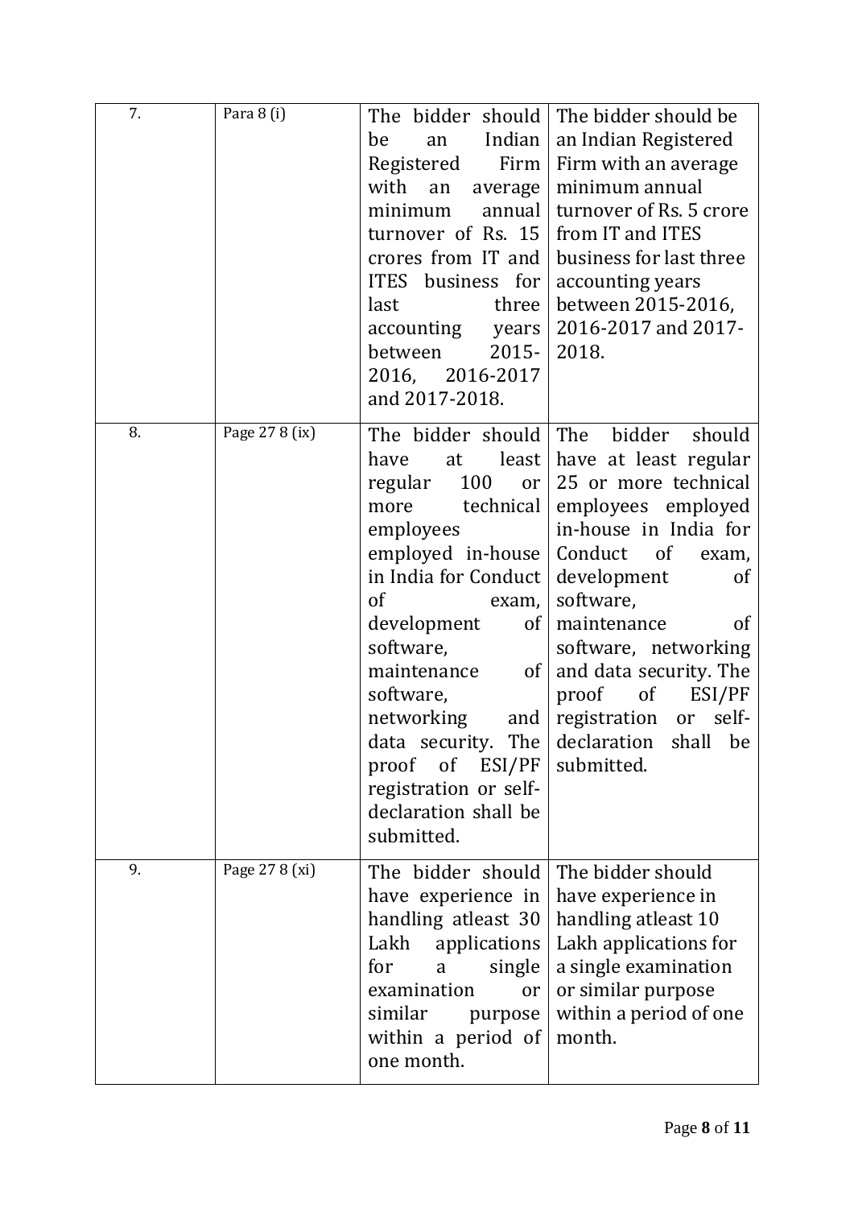| | | | |
|---|---|---|---|
| 7. | Para 8 (i) | The bidder should be an Indian Registered Firm with an average minimum annual turnover of Rs. 15 crores from IT and ITES business for last three accounting years between 2015-2016, 2016-2017 and 2017-2018. | The bidder should be an Indian Registered Firm with an average minimum annual turnover of Rs. 5 crore from IT and ITES business for last three accounting years between 2015-2016, 2016-2017 and 2017-2018. |
| 8. | Page 27 8 (ix) | The bidder should have at least regular 100 or more technical employees employed in-house in India for Conduct of exam, development of software, maintenance of software, networking and data security. The proof of ESI/PF registration or self-declaration shall be submitted. | The bidder should have at least regular 25 or more technical employees employed in-house in India for Conduct of exam, development of software, maintenance of software, networking and data security. The proof of ESI/PF registration or self-declaration shall be submitted. |
| 9. | Page 27 8 (xi) | The bidder should have experience in handling atleast 30 Lakh applications for a single examination or similar purpose within a period of one month. | The bidder should have experience in handling atleast 10 Lakh applications for a single examination or similar purpose within a period of one month. |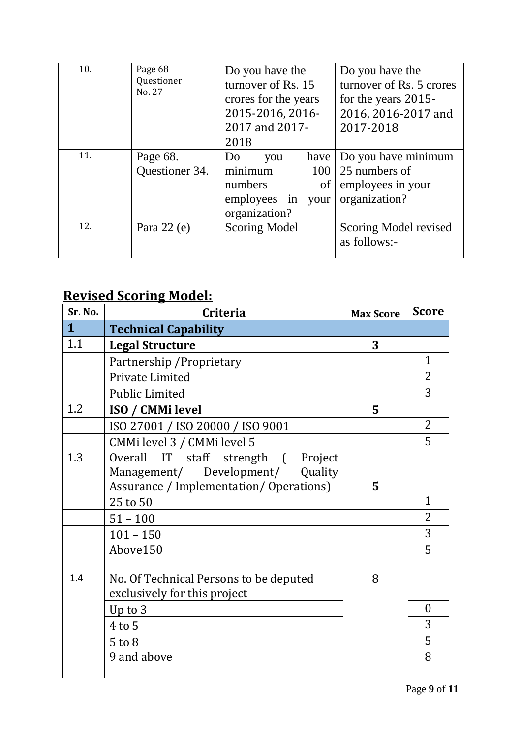| | | | |
|---|---|---|---|
| 10. | Page 68 Questioner No. 27 | Do you have the turnover of Rs. 15 crores for the years 2015-2016, 2016-2017 and 2017-2018 | Do you have the turnover of Rs. 5 crores for the years 2015-2016, 2016-2017 and 2017-2018 |
| 11. | Page 68. Questioner 34. | Do you have minimum 100 numbers of employees in your organization? | Do you have minimum 25 numbers of employees in your organization? |
| 12. | Para 22 (e) | Scoring Model | Scoring Model revised as follows:- |

## Revised Scoring Model:

| Sr. No. | Criteria | Max Score | Score |
|---|---|---|---|
| **1** | **Technical Capability** | | |
| 1.1 | **Legal Structure** | **3** | |
| | Partnership /Proprietary | | 1 |
| | Private Limited | | 2 |
| | Public Limited | | 3 |
| 1.2 | **ISO / CMMi level** | **5** | |
| | ISO 27001 / ISO 20000 / ISO 9001 | | 2 |
| | CMMi level 3 / CMMi level 5 | | 5 |
| 1.3 | Overall IT staff strength ( Project Management/ Development/ Quality Assurance / Implementation/ Operations) | **5** | |
| | 25 to 50 | | 1 |
| | 51 – 100 | | 2 |
| | 101 – 150 | | 3 |
| | Above150 | | 5 |
| 1.4 | No. Of Technical Persons to be deputed exclusively for this project | 8 | |
| | Up to 3 | | 0 |
| | 4 to 5 | | 3 |
| | 5 to 8 | | 5 |
| | 9 and above | | 8 |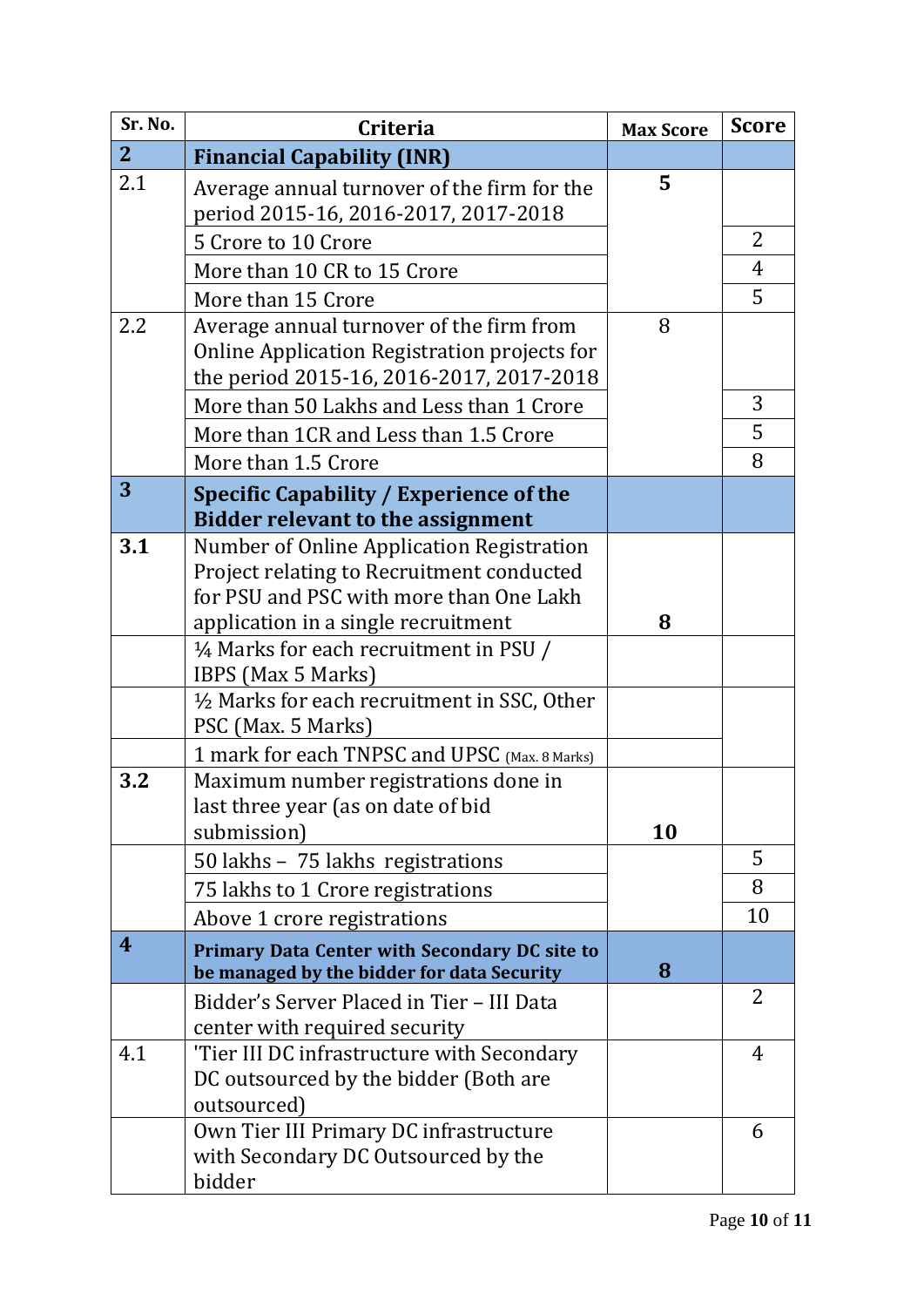| Sr. No. | Criteria | Max Score | Score |
|---|---|---|---|
| **2** | **Financial Capability (INR)** | | |
| 2.1 | Average annual turnover of the firm for the period 2015-16, 2016-2017, 2017-2018 | **5** | |
| | 5 Crore to 10 Crore | | 2 |
| | More than 10 CR to 15 Crore | | 4 |
| | More than 15 Crore | | 5 |
| 2.2 | Average annual turnover of the firm from Online Application Registration projects for the period 2015-16, 2016-2017, 2017-2018 | 8 | |
| | More than 50 Lakhs and Less than 1 Crore | | 3 |
| | More than 1CR and Less than 1.5 Crore | | 5 |
| | More than 1.5 Crore | | 8 |
| **3** | **Specific Capability / Experience of the Bidder relevant to the assignment** | | |
| **3.1** | Number of Online Application Registration Project relating to Recruitment conducted for PSU and PSC with more than One Lakh application in a single recruitment | **8** | |
| | ¼ Marks for each recruitment in PSU / IBPS (Max 5 Marks) | | |
| | ½ Marks for each recruitment in SSC, Other PSC (Max. 5 Marks) | | |
| | 1 mark for each TNPSC and UPSC (Max. 8 Marks) | | |
| **3.2** | Maximum number registrations done in last three year (as on date of bid submission) | **10** | |
| | 50 lakhs – 75 lakhs registrations | | 5 |
| | 75 lakhs to 1 Crore registrations | | 8 |
| | Above 1 crore registrations | | 10 |
| **4** | **Primary Data Center with Secondary DC site to be managed by the bidder for data Security** | **8** | |
| | Bidder's Server Placed in Tier – III Data center with required security | | 2 |
| 4.1 | 'Tier III DC infrastructure with Secondary DC outsourced by the bidder (Both are outsourced) | | 4 |
| | Own Tier III Primary DC infrastructure with Secondary DC Outsourced by the bidder | | 6 |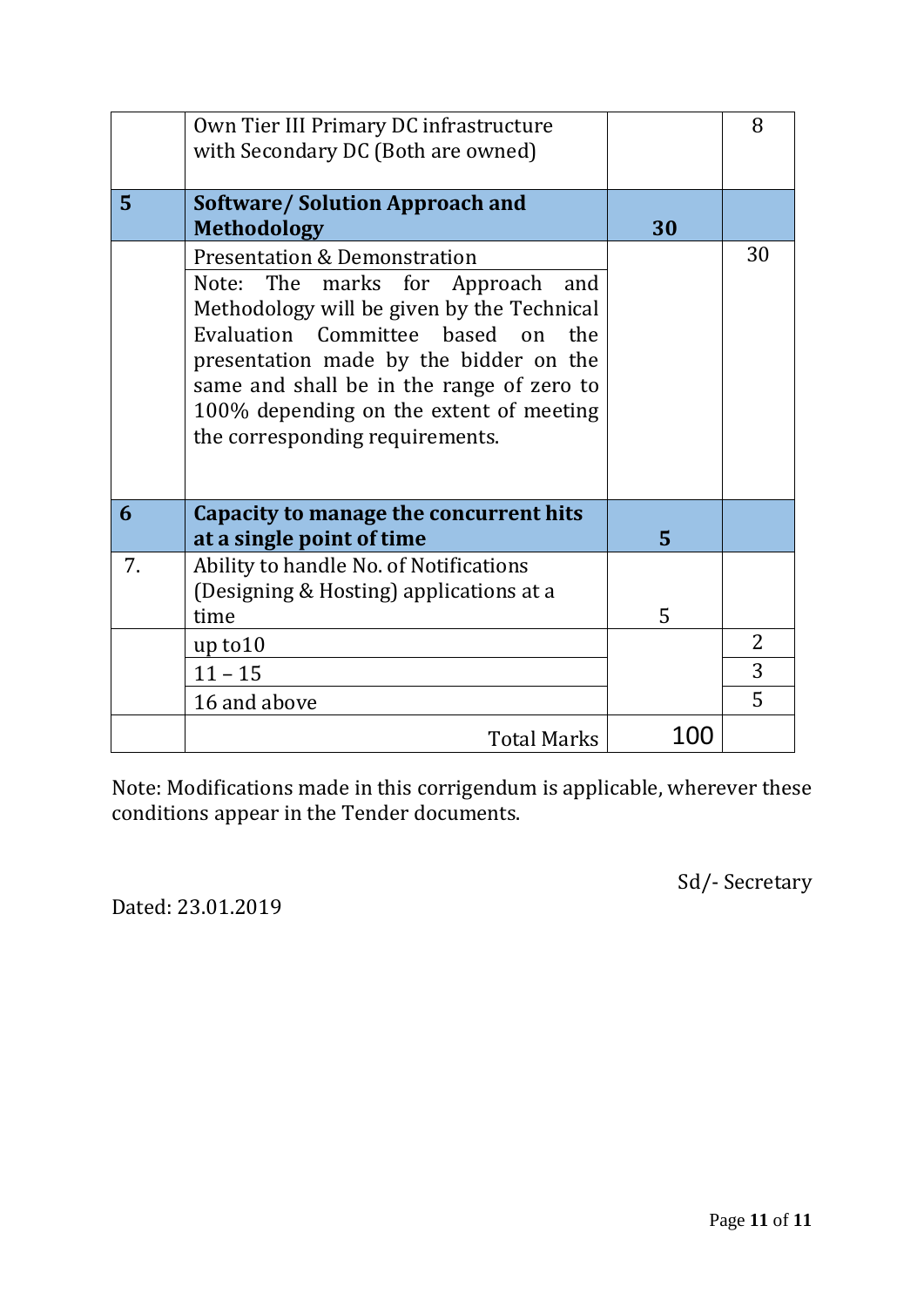| | | | |
|---|---|---|---|
| | Own Tier III Primary DC infrastructure with Secondary DC (Both are owned) | | 8 |
| **5** | **Software/ Solution Approach and Methodology** | **30** | |
| | Presentation & Demonstration<br>Note: The marks for Approach and Methodology will be given by the Technical Evaluation Committee based on the presentation made by the bidder on the same and shall be in the range of zero to 100% depending on the extent of meeting the corresponding requirements. | | 30 |
| **6** | **Capacity to manage the concurrent hits at a single point of time** | **5** | |
| 7. | Ability to handle No. of Notifications (Designing & Hosting) applications at a time | 5 | |
| | up to10 | | 2 |
| | 11 – 15 | | 3 |
| | 16 and above | | 5 |
| | Total Marks | 100 | |

Note: Modifications made in this corrigendum is applicable, wherever these conditions appear in the Tender documents.

Sd/- Secretary

Dated: 23.01.2019